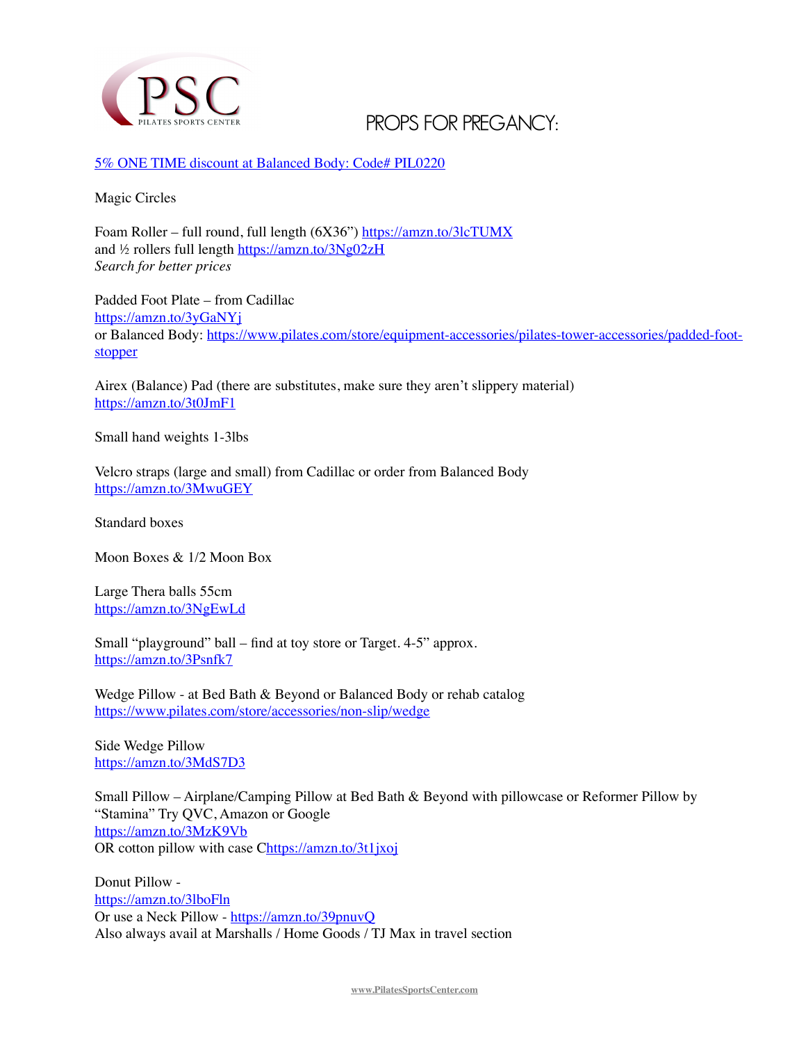# PROPS FOR PREGANCY:

[5% ONE TIME discount at Balanced Body: Code# PIL0220]

Magic Circles

Foam Roller – full round, full length (6X36") https://amzn.to/3lcTUMX
and ½ rollers full length https://amzn.to/3Ng02zH
*Search for better prices*

Padded Foot Plate – from Cadillac
https://amzn.to/3yGaNYj
or Balanced Body: https://www.pilates.com/store/equipment-accessories/pilates-tower-accessories/padded-foot-stopper

Airex (Balance) Pad (there are substitutes, make sure they aren't slippery material)
https://amzn.to/3t0JmF1

Small hand weights 1-3lbs

Velcro straps (large and small) from Cadillac or order from Balanced Body
https://amzn.to/3MwuGEY

Standard boxes

Moon Boxes & 1/2 Moon Box

Large Thera balls 55cm
https://amzn.to/3NgEwLd

Small "playground" ball – find at toy store or Target. 4-5" approx.
https://amzn.to/3Psnfk7

Wedge Pillow - at Bed Bath & Beyond or Balanced Body or rehab catalog
https://www.pilates.com/store/accessories/non-slip/wedge

Side Wedge Pillow
https://amzn.to/3MdS7D3

Small Pillow – Airplane/Camping Pillow at Bed Bath & Beyond with pillowcase or Reformer Pillow by "Stamina" Try QVC, Amazon or Google
https://amzn.to/3MzK9Vb
OR cotton pillow with case Chttps://amzn.to/3t1jxoj

Donut Pillow -
https://amzn.to/3lboFln
Or use a Neck Pillow - https://amzn.to/39pnuvQ
Also always avail at Marshalls / Home Goods / TJ Max in travel section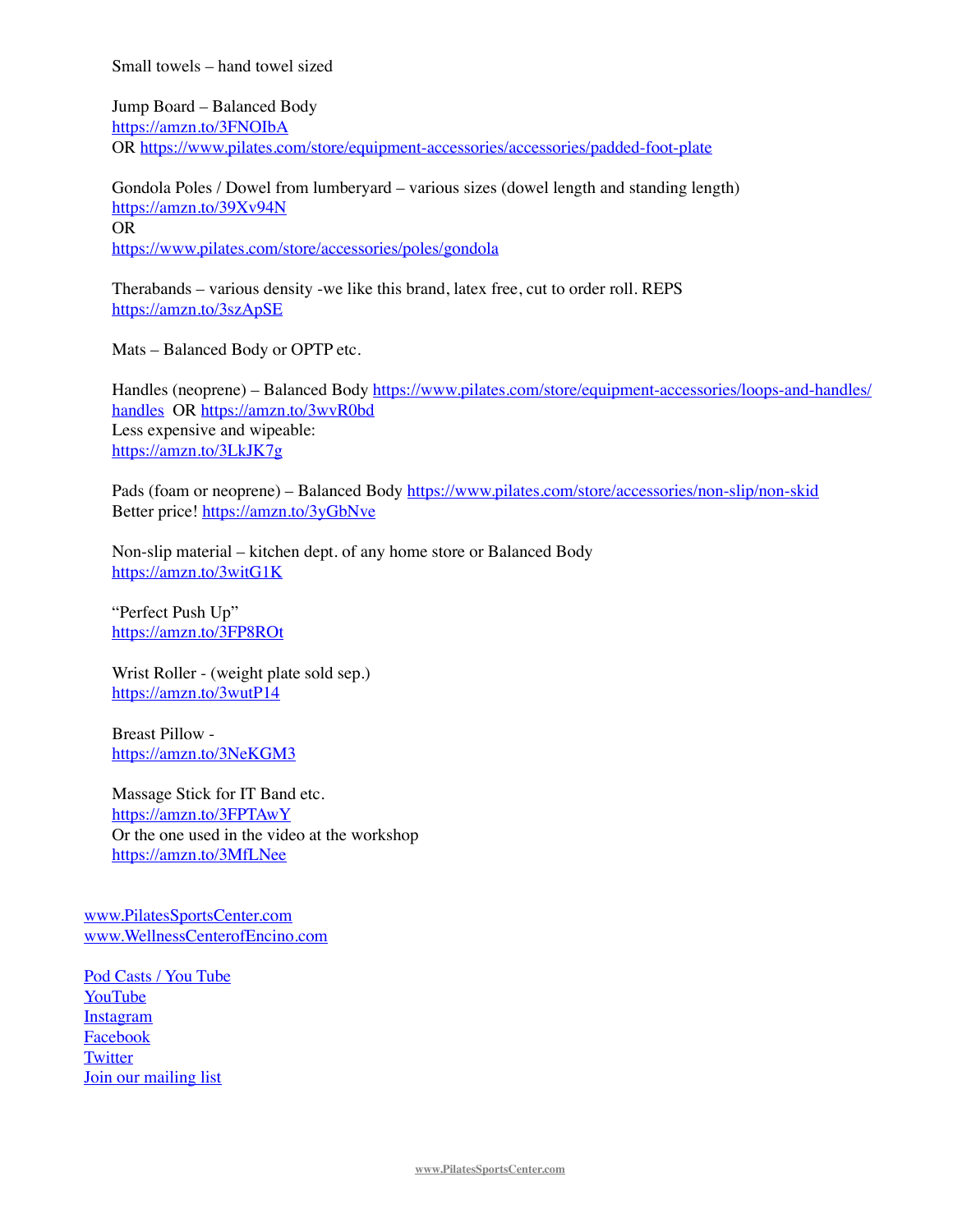Small towels – hand towel sized

Jump Board – Balanced Body
https://amzn.to/3FNOIbA
OR https://www.pilates.com/store/equipment-accessories/accessories/padded-foot-plate

Gondola Poles / Dowel from lumberyard – various sizes (dowel length and standing length)
https://amzn.to/39Xv94N
OR
https://www.pilates.com/store/accessories/poles/gondola

Therabands – various density -we like this brand, latex free, cut to order roll. REPS
https://amzn.to/3szApSE

Mats – Balanced Body or OPTP etc.

Handles (neoprene) – Balanced Body https://www.pilates.com/store/equipment-accessories/loops-and-handles/handles OR https://amzn.to/3wvR0bd
Less expensive and wipeable:
https://amzn.to/3LkJK7g

Pads (foam or neoprene) – Balanced Body https://www.pilates.com/store/accessories/non-slip/non-skid
Better price! https://amzn.to/3yGbNve

Non-slip material – kitchen dept. of any home store or Balanced Body
https://amzn.to/3witG1K

"Perfect Push Up"
https://amzn.to/3FP8ROt

Wrist Roller - (weight plate sold sep.)
https://amzn.to/3wutP14

Breast Pillow -
https://amzn.to/3NeKGM3

Massage Stick for IT Band etc.
https://amzn.to/3FPTAwY
Or the one used in the video at the workshop
https://amzn.to/3MfLNee

www.PilatesSportsCenter.com
www.WellnessCenterofEncino.com

Pod Casts / You Tube
YouTube
Instagram
Facebook
Twitter
Join our mailing list